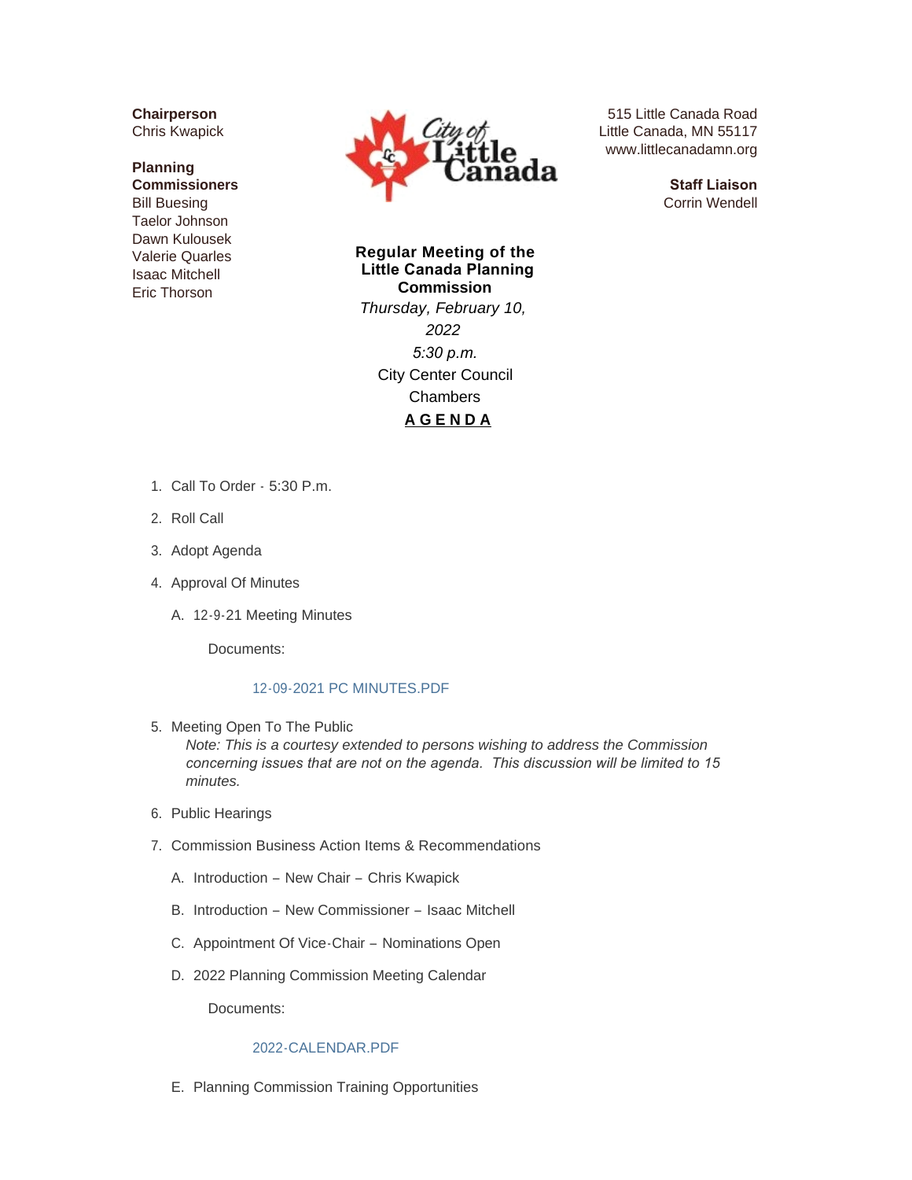**Chairperson**
Chris Kwapick

**Planning Commissioners**
Bill Buesing
Taelor Johnson
Dawn Kulousek
Valerie Quarles
Isaac Mitchell
Eric Thorson

515 Little Canada Road
Little Canada, MN 55117
www.littlecanadamn.org

**Staff Liaison**
Corrin Wendell

**Regular Meeting of the Little Canada Planning Commission**

*Thursday, February 10, 2022*

*5:30 p.m.*

City Center Council Chambers

**A G E N D A**

1. Call To Order - 5:30 P.m.
2. Roll Call
3. Adopt Agenda
4. Approval Of Minutes
   A. 12-9-21 Meeting Minutes

      Documents:

      12-09-2021 PC MINUTES.PDF

5. Meeting Open To The Public
   *Note: This is a courtesy extended to persons wishing to address the Commission concerning issues that are not on the agenda. This discussion will be limited to 15 minutes.*
6. Public Hearings
7. Commission Business Action Items & Recommendations
   A. Introduction – New Chair – Chris Kwapick
   B. Introduction – New Commissioner – Isaac Mitchell
   C. Appointment Of Vice-Chair – Nominations Open
   D. 2022 Planning Commission Meeting Calendar

      Documents:

      2022-CALENDAR.PDF

   E. Planning Commission Training Opportunities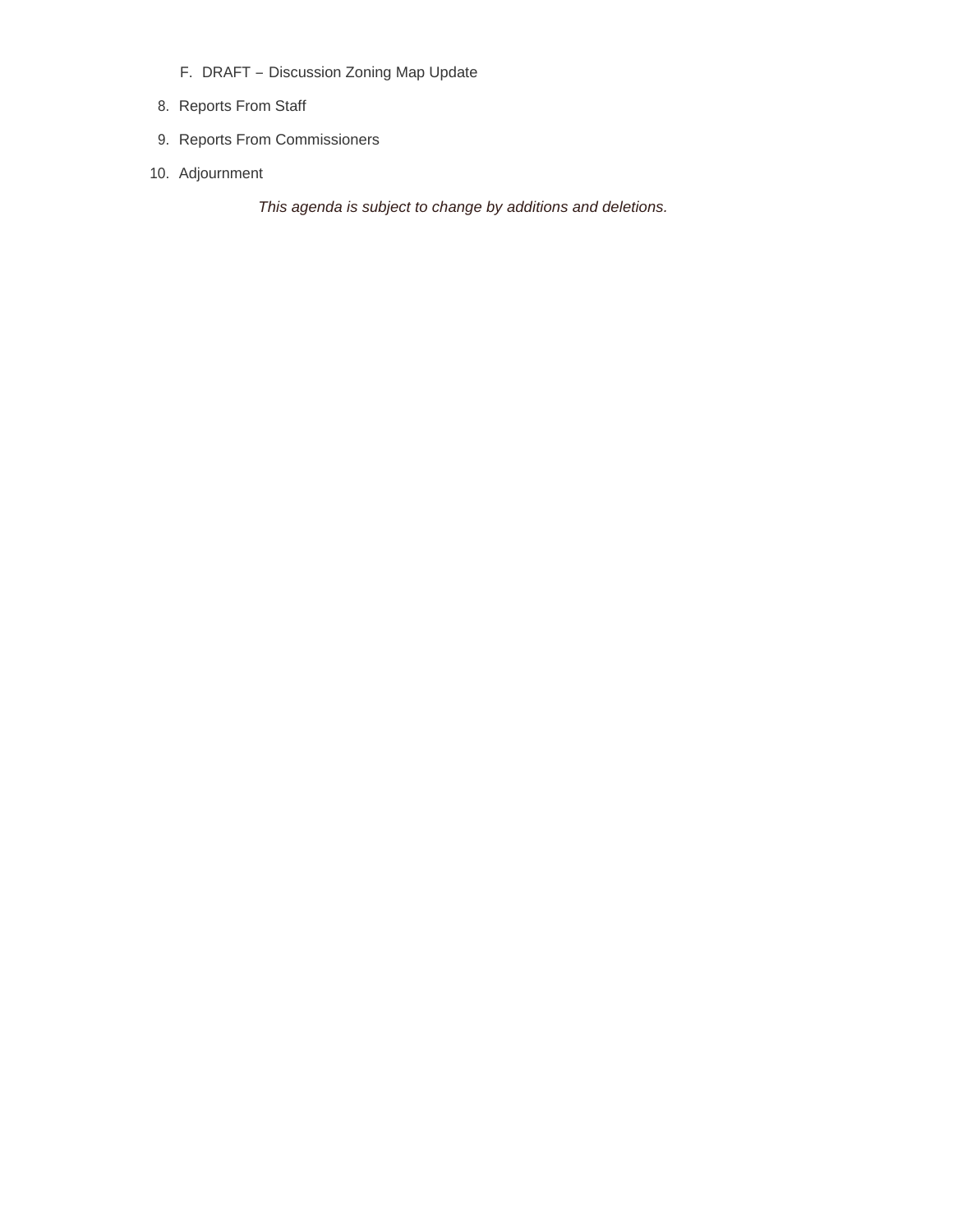F. DRAFT – Discussion Zoning Map Update

8. Reports From Staff

9. Reports From Commissioners

10. Adjournment

*This agenda is subject to change by additions and deletions.*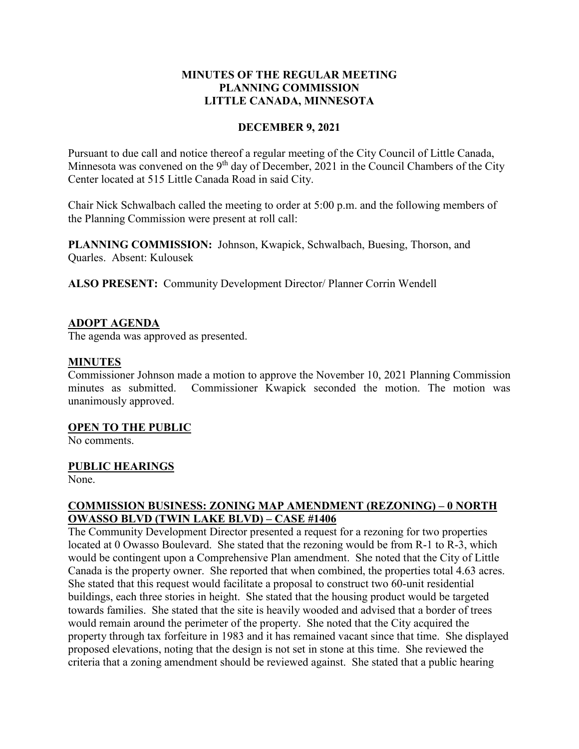**MINUTES OF THE REGULAR MEETING**
**PLANNING COMMISSION**
**LITTLE CANADA, MINNESOTA**

**DECEMBER 9, 2021**

Pursuant to due call and notice thereof a regular meeting of the City Council of Little Canada, Minnesota was convened on the 9th day of December, 2021 in the Council Chambers of the City Center located at 515 Little Canada Road in said City.

Chair Nick Schwalbach called the meeting to order at 5:00 p.m. and the following members of the Planning Commission were present at roll call:

**PLANNING COMMISSION:** Johnson, Kwapick, Schwalbach, Buesing, Thorson, and Quarles. Absent: Kulousek

**ALSO PRESENT:** Community Development Director/ Planner Corrin Wendell

## ADOPT AGENDA

The agenda was approved as presented.

## MINUTES

Commissioner Johnson made a motion to approve the November 10, 2021 Planning Commission minutes as submitted. Commissioner Kwapick seconded the motion. The motion was unanimously approved.

## OPEN TO THE PUBLIC

No comments.

## PUBLIC HEARINGS

None.

## COMMISSION BUSINESS: ZONING MAP AMENDMENT (REZONING) – 0 NORTH OWASSO BLVD (TWIN LAKE BLVD) – CASE #1406

The Community Development Director presented a request for a rezoning for two properties located at 0 Owasso Boulevard. She stated that the rezoning would be from R-1 to R-3, which would be contingent upon a Comprehensive Plan amendment. She noted that the City of Little Canada is the property owner. She reported that when combined, the properties total 4.63 acres. She stated that this request would facilitate a proposal to construct two 60-unit residential buildings, each three stories in height. She stated that the housing product would be targeted towards families. She stated that the site is heavily wooded and advised that a border of trees would remain around the perimeter of the property. She noted that the City acquired the property through tax forfeiture in 1983 and it has remained vacant since that time. She displayed proposed elevations, noting that the design is not set in stone at this time. She reviewed the criteria that a zoning amendment should be reviewed against. She stated that a public hearing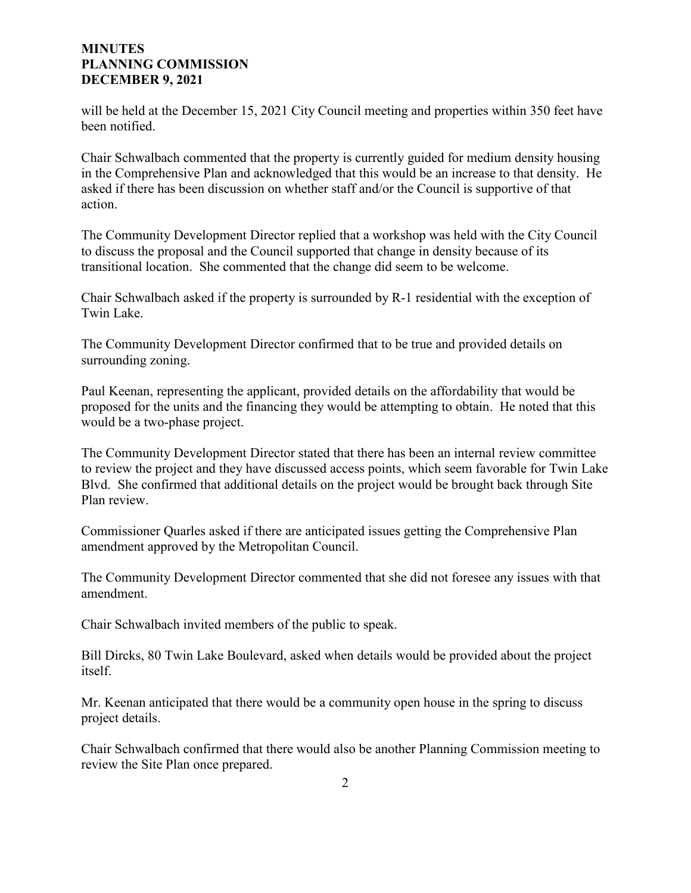will be held at the December 15, 2021 City Council meeting and properties within 350 feet have been notified.

Chair Schwalbach commented that the property is currently guided for medium density housing in the Comprehensive Plan and acknowledged that this would be an increase to that density. He asked if there has been discussion on whether staff and/or the Council is supportive of that action.

The Community Development Director replied that a workshop was held with the City Council to discuss the proposal and the Council supported that change in density because of its transitional location. She commented that the change did seem to be welcome.

Chair Schwalbach asked if the property is surrounded by R-1 residential with the exception of Twin Lake.

The Community Development Director confirmed that to be true and provided details on surrounding zoning.

Paul Keenan, representing the applicant, provided details on the affordability that would be proposed for the units and the financing they would be attempting to obtain. He noted that this would be a two-phase project.

The Community Development Director stated that there has been an internal review committee to review the project and they have discussed access points, which seem favorable for Twin Lake Blvd. She confirmed that additional details on the project would be brought back through Site Plan review.

Commissioner Quarles asked if there are anticipated issues getting the Comprehensive Plan amendment approved by the Metropolitan Council.

The Community Development Director commented that she did not foresee any issues with that amendment.

Chair Schwalbach invited members of the public to speak.

Bill Dircks, 80 Twin Lake Boulevard, asked when details would be provided about the project itself.

Mr. Keenan anticipated that there would be a community open house in the spring to discuss project details.

Chair Schwalbach confirmed that there would also be another Planning Commission meeting to review the Site Plan once prepared.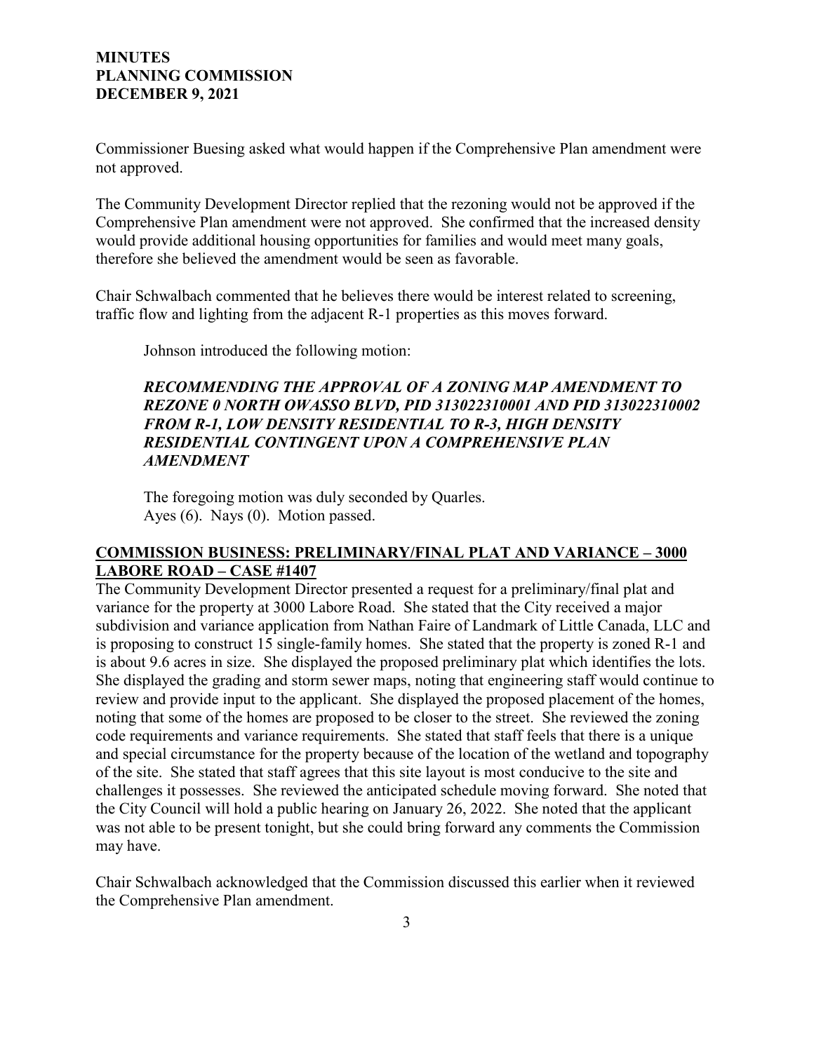Commissioner Buesing asked what would happen if the Comprehensive Plan amendment were not approved.

The Community Development Director replied that the rezoning would not be approved if the Comprehensive Plan amendment were not approved. She confirmed that the increased density would provide additional housing opportunities for families and would meet many goals, therefore she believed the amendment would be seen as favorable.

Chair Schwalbach commented that he believes there would be interest related to screening, traffic flow and lighting from the adjacent R-1 properties as this moves forward.

Johnson introduced the following motion:

***RECOMMENDING THE APPROVAL OF A ZONING MAP AMENDMENT TO REZONE 0 NORTH OWASSO BLVD, PID 313022310001 AND PID 313022310002 FROM R-1, LOW DENSITY RESIDENTIAL TO R-3, HIGH DENSITY RESIDENTIAL CONTINGENT UPON A COMPREHENSIVE PLAN AMENDMENT***

The foregoing motion was duly seconded by Quarles.
Ayes (6). Nays (0). Motion passed.

## COMMISSION BUSINESS: PRELIMINARY/FINAL PLAT AND VARIANCE – 3000 LABORE ROAD – CASE #1407

The Community Development Director presented a request for a preliminary/final plat and variance for the property at 3000 Labore Road. She stated that the City received a major subdivision and variance application from Nathan Faire of Landmark of Little Canada, LLC and is proposing to construct 15 single-family homes. She stated that the property is zoned R-1 and is about 9.6 acres in size. She displayed the proposed preliminary plat which identifies the lots. She displayed the grading and storm sewer maps, noting that engineering staff would continue to review and provide input to the applicant. She displayed the proposed placement of the homes, noting that some of the homes are proposed to be closer to the street. She reviewed the zoning code requirements and variance requirements. She stated that staff feels that there is a unique and special circumstance for the property because of the location of the wetland and topography of the site. She stated that staff agrees that this site layout is most conducive to the site and challenges it possesses. She reviewed the anticipated schedule moving forward. She noted that the City Council will hold a public hearing on January 26, 2022. She noted that the applicant was not able to be present tonight, but she could bring forward any comments the Commission may have.

Chair Schwalbach acknowledged that the Commission discussed this earlier when it reviewed the Comprehensive Plan amendment.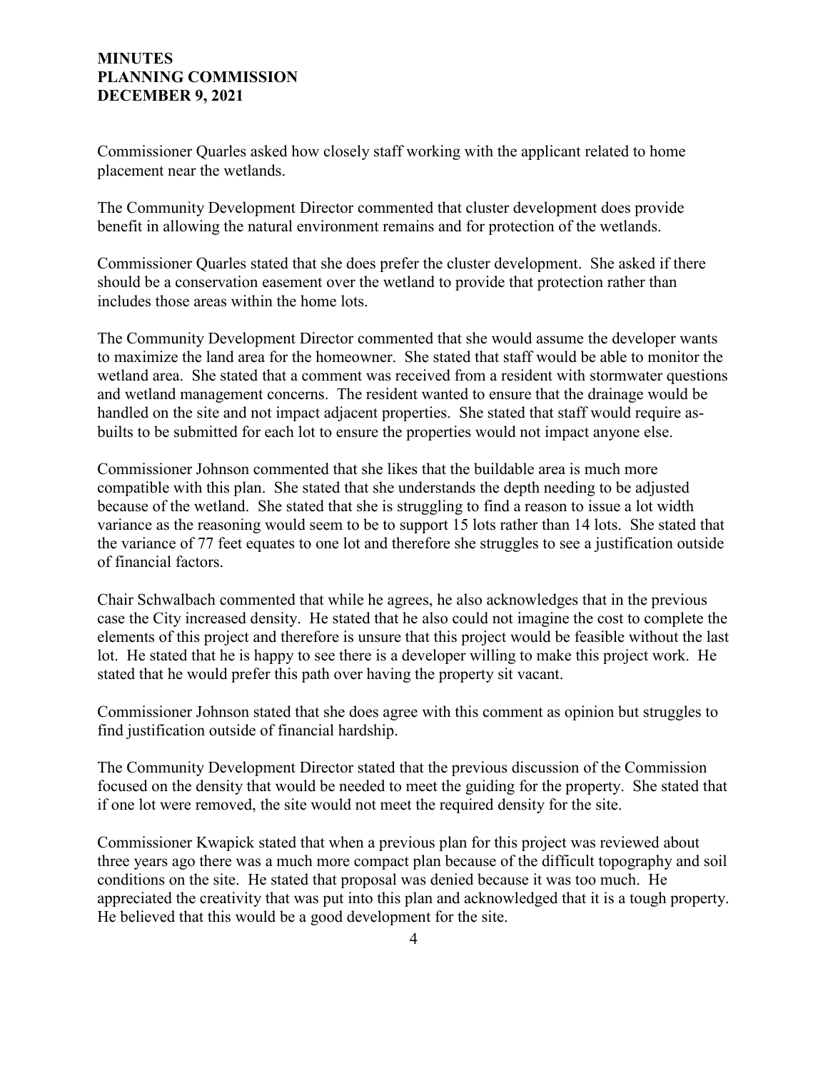Commissioner Quarles asked how closely staff working with the applicant related to home placement near the wetlands.

The Community Development Director commented that cluster development does provide benefit in allowing the natural environment remains and for protection of the wetlands.

Commissioner Quarles stated that she does prefer the cluster development. She asked if there should be a conservation easement over the wetland to provide that protection rather than includes those areas within the home lots.

The Community Development Director commented that she would assume the developer wants to maximize the land area for the homeowner. She stated that staff would be able to monitor the wetland area. She stated that a comment was received from a resident with stormwater questions and wetland management concerns. The resident wanted to ensure that the drainage would be handled on the site and not impact adjacent properties. She stated that staff would require as-builts to be submitted for each lot to ensure the properties would not impact anyone else.

Commissioner Johnson commented that she likes that the buildable area is much more compatible with this plan. She stated that she understands the depth needing to be adjusted because of the wetland. She stated that she is struggling to find a reason to issue a lot width variance as the reasoning would seem to be to support 15 lots rather than 14 lots. She stated that the variance of 77 feet equates to one lot and therefore she struggles to see a justification outside of financial factors.

Chair Schwalbach commented that while he agrees, he also acknowledges that in the previous case the City increased density. He stated that he also could not imagine the cost to complete the elements of this project and therefore is unsure that this project would be feasible without the last lot. He stated that he is happy to see there is a developer willing to make this project work. He stated that he would prefer this path over having the property sit vacant.

Commissioner Johnson stated that she does agree with this comment as opinion but struggles to find justification outside of financial hardship.

The Community Development Director stated that the previous discussion of the Commission focused on the density that would be needed to meet the guiding for the property. She stated that if one lot were removed, the site would not meet the required density for the site.

Commissioner Kwapick stated that when a previous plan for this project was reviewed about three years ago there was a much more compact plan because of the difficult topography and soil conditions on the site. He stated that proposal was denied because it was too much. He appreciated the creativity that was put into this plan and acknowledged that it is a tough property. He believed that this would be a good development for the site.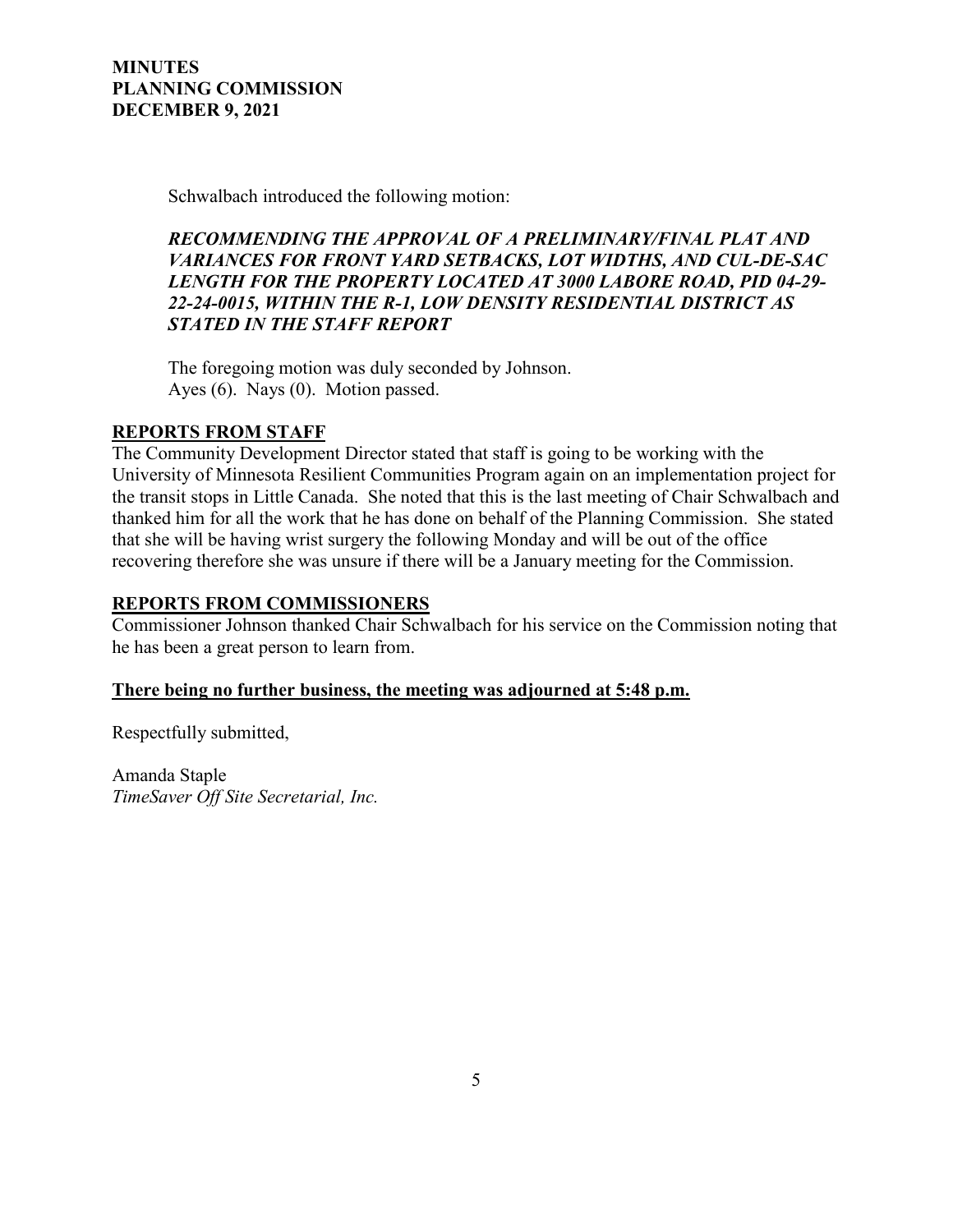Schwalbach introduced the following motion:

***RECOMMENDING THE APPROVAL OF A PRELIMINARY/FINAL PLAT AND VARIANCES FOR FRONT YARD SETBACKS, LOT WIDTHS, AND CUL-DE-SAC LENGTH FOR THE PROPERTY LOCATED AT 3000 LABORE ROAD, PID 04-29-22-24-0015, WITHIN THE R-1, LOW DENSITY RESIDENTIAL DISTRICT AS STATED IN THE STAFF REPORT***

The foregoing motion was duly seconded by Johnson.
Ayes (6). Nays (0). Motion passed.

**REPORTS FROM STAFF**

The Community Development Director stated that staff is going to be working with the University of Minnesota Resilient Communities Program again on an implementation project for the transit stops in Little Canada. She noted that this is the last meeting of Chair Schwalbach and thanked him for all the work that he has done on behalf of the Planning Commission. She stated that she will be having wrist surgery the following Monday and will be out of the office recovering therefore she was unsure if there will be a January meeting for the Commission.

**REPORTS FROM COMMISSIONERS**

Commissioner Johnson thanked Chair Schwalbach for his service on the Commission noting that he has been a great person to learn from.

**There being no further business, the meeting was adjourned at 5:48 p.m.**

Respectfully submitted,

Amanda Staple
*TimeSaver Off Site Secretarial, Inc.*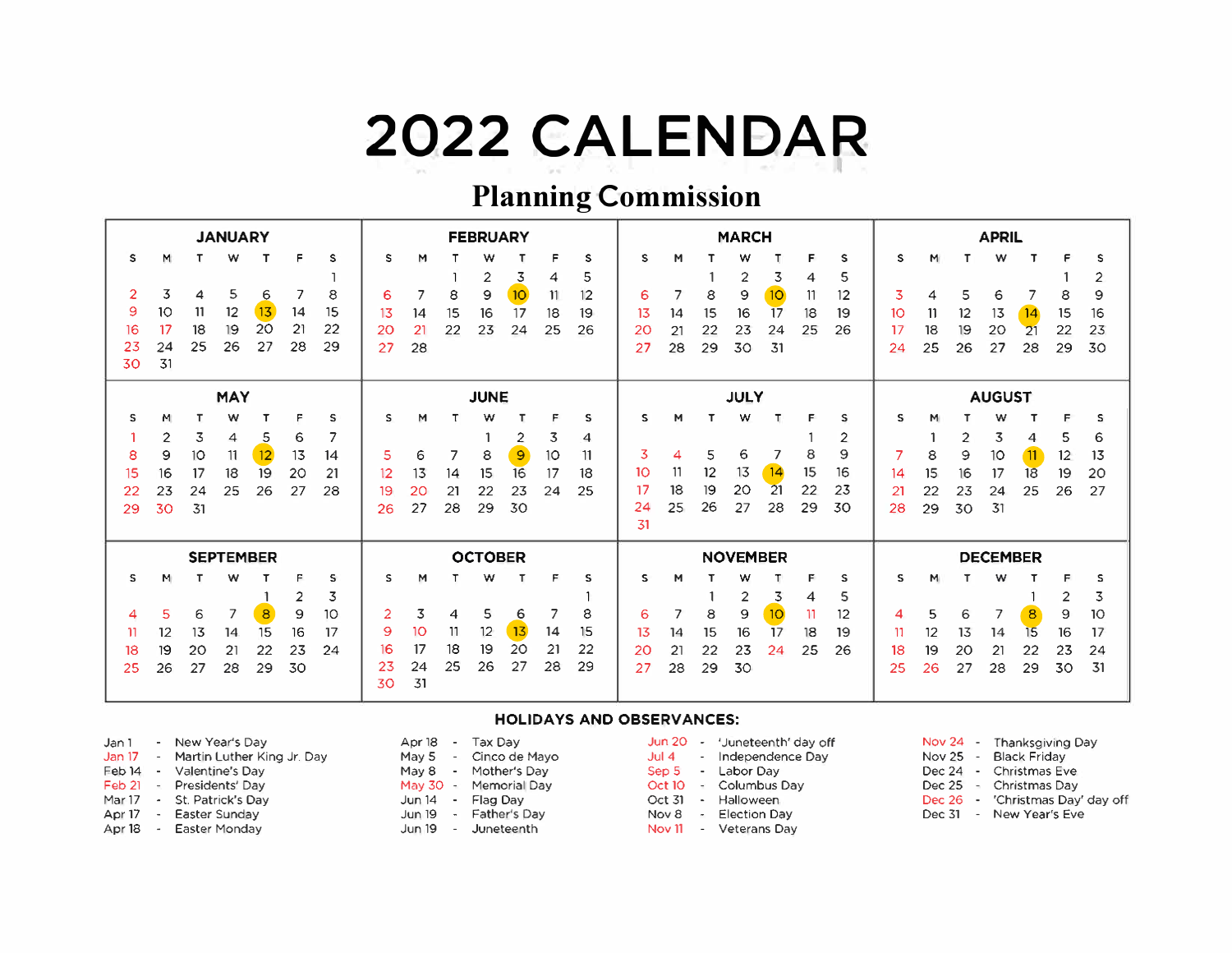# 2022 CALENDAR

## Planning Commission

### JANUARY

| S | M | T | W | T | F | S |
|---|---|---|---|---|---|---|
| | | | | | | 1 |
| 2 | 3 | 4 | 5 | 6 | 7 | 8 |
| 9 | 10 | 11 | 12 | 13 | 14 | 15 |
| 16 | 17 | 18 | 19 | 20 | 21 | 22 |
| 23 | 24 | 25 | 26 | 27 | 28 | 29 |
| 30 | 31 | | | | | |

### FEBRUARY

| S | M | T | W | T | F | S |
|---|---|---|---|---|---|---|
| | | 1 | 2 | 3 | 4 | 5 |
| 6 | 7 | 8 | 9 | 10 | 11 | 12 |
| 13 | 14 | 15 | 16 | 17 | 18 | 19 |
| 20 | 21 | 22 | 23 | 24 | 25 | 26 |
| 27 | 28 | | | | | |

### MARCH

| S | M | T | W | T | F | S |
|---|---|---|---|---|---|---|
| | | 1 | 2 | 3 | 4 | 5 |
| 6 | 7 | 8 | 9 | 10 | 11 | 12 |
| 13 | 14 | 15 | 16 | 17 | 18 | 19 |
| 20 | 21 | 22 | 23 | 24 | 25 | 26 |
| 27 | 28 | 29 | 30 | 31 | | |

### APRIL

| S | M | T | W | T | F | S |
|---|---|---|---|---|---|---|
| | | | | | 1 | 2 |
| 3 | 4 | 5 | 6 | 7 | 8 | 9 |
| 10 | 11 | 12 | 13 | 14 | 15 | 16 |
| 17 | 18 | 19 | 20 | 21 | 22 | 23 |
| 24 | 25 | 26 | 27 | 28 | 29 | 30 |

### MAY

| S | M | T | W | T | F | S |
|---|---|---|---|---|---|---|
| 1 | 2 | 3 | 4 | 5 | 6 | 7 |
| 8 | 9 | 10 | 11 | 12 | 13 | 14 |
| 15 | 16 | 17 | 18 | 19 | 20 | 21 |
| 22 | 23 | 24 | 25 | 26 | 27 | 28 |
| 29 | 30 | 31 | | | | |

### JUNE

| S | M | T | W | T | F | S |
|---|---|---|---|---|---|---|
| | | | 1 | 2 | 3 | 4 |
| 5 | 6 | 7 | 8 | 9 | 10 | 11 |
| 12 | 13 | 14 | 15 | 16 | 17 | 18 |
| 19 | 20 | 21 | 22 | 23 | 24 | 25 |
| 26 | 27 | 28 | 29 | 30 | | |

### JULY

| S | M | T | W | T | F | S |
|---|---|---|---|---|---|---|
| | | | | | 1 | 2 |
| 3 | 4 | 5 | 6 | 7 | 8 | 9 |
| 10 | 11 | 12 | 13 | 14 | 15 | 16 |
| 17 | 18 | 19 | 20 | 21 | 22 | 23 |
| 24 | 25 | 26 | 27 | 28 | 29 | 30 |
| 31 | | | | | | |

### AUGUST

| S | M | T | W | T | F | S |
|---|---|---|---|---|---|---|
| | 1 | 2 | 3 | 4 | 5 | 6 |
| 7 | 8 | 9 | 10 | 11 | 12 | 13 |
| 14 | 15 | 16 | 17 | 18 | 19 | 20 |
| 21 | 22 | 23 | 24 | 25 | 26 | 27 |
| 28 | 29 | 30 | 31 | | | |

### SEPTEMBER

| S | M | T | W | T | F | S |
|---|---|---|---|---|---|---|
| | | | | 1 | 2 | 3 |
| 4 | 5 | 6 | 7 | 8 | 9 | 10 |
| 11 | 12 | 13 | 14 | 15 | 16 | 17 |
| 18 | 19 | 20 | 21 | 22 | 23 | 24 |
| 25 | 26 | 27 | 28 | 29 | 30 | |

### OCTOBER

| S | M | T | W | T | F | S |
|---|---|---|---|---|---|---|
| | | | | | | 1 |
| 2 | 3 | 4 | 5 | 6 | 7 | 8 |
| 9 | 10 | 11 | 12 | 13 | 14 | 15 |
| 16 | 17 | 18 | 19 | 20 | 21 | 22 |
| 23 | 24 | 25 | 26 | 27 | 28 | 29 |
| 30 | 31 | | | | | |

### NOVEMBER

| S | M | T | W | T | F | S |
|---|---|---|---|---|---|---|
| | | 1 | 2 | 3 | 4 | 5 |
| 6 | 7 | 8 | 9 | 10 | 11 | 12 |
| 13 | 14 | 15 | 16 | 17 | 18 | 19 |
| 20 | 21 | 22 | 23 | 24 | 25 | 26 |
| 27 | 28 | 29 | 30 | | | |

### DECEMBER

| S | M | T | W | T | F | S |
|---|---|---|---|---|---|---|
| | | | | 1 | 2 | 3 |
| 4 | 5 | 6 | 7 | 8 | 9 | 10 |
| 11 | 12 | 13 | 14 | 15 | 16 | 17 |
| 18 | 19 | 20 | 21 | 22 | 23 | 24 |
| 25 | 26 | 27 | 28 | 29 | 30 | 31 |

### HOLIDAYS AND OBSERVANCES:

- Jan 1 - New Year's Day
- Jan 17 - Martin Luther King Jr. Day
- Feb 14 - Valentine's Day
- Feb 21 - Presidents' Day
- Mar 17 - St. Patrick's Day
- Apr 17 - Easter Sunday
- Apr 18 - Easter Monday
- Apr 18 - Tax Day
- May 5 - Cinco de Mayo
- May 8 - Mother's Day
- May 30 - Memorial Day
- Jun 14 - Flag Day
- Jun 19 - Father's Day
- Jun 19 - Juneteenth
- Jun 20 - 'Juneteenth' day off
- Jul 4 - Independence Day
- Sep 5 - Labor Day
- Oct 10 - Columbus Day
- Oct 31 - Halloween
- Nov 8 - Election Day
- Nov 11 - Veterans Day
- Nov 24 - Thanksgiving Day
- Nov 25 - Black Friday
- Dec 24 - Christmas Eve
- Dec 25 - Christmas Day
- Dec 26 - 'Christmas Day' day off
- Dec 31 - New Year's Eve